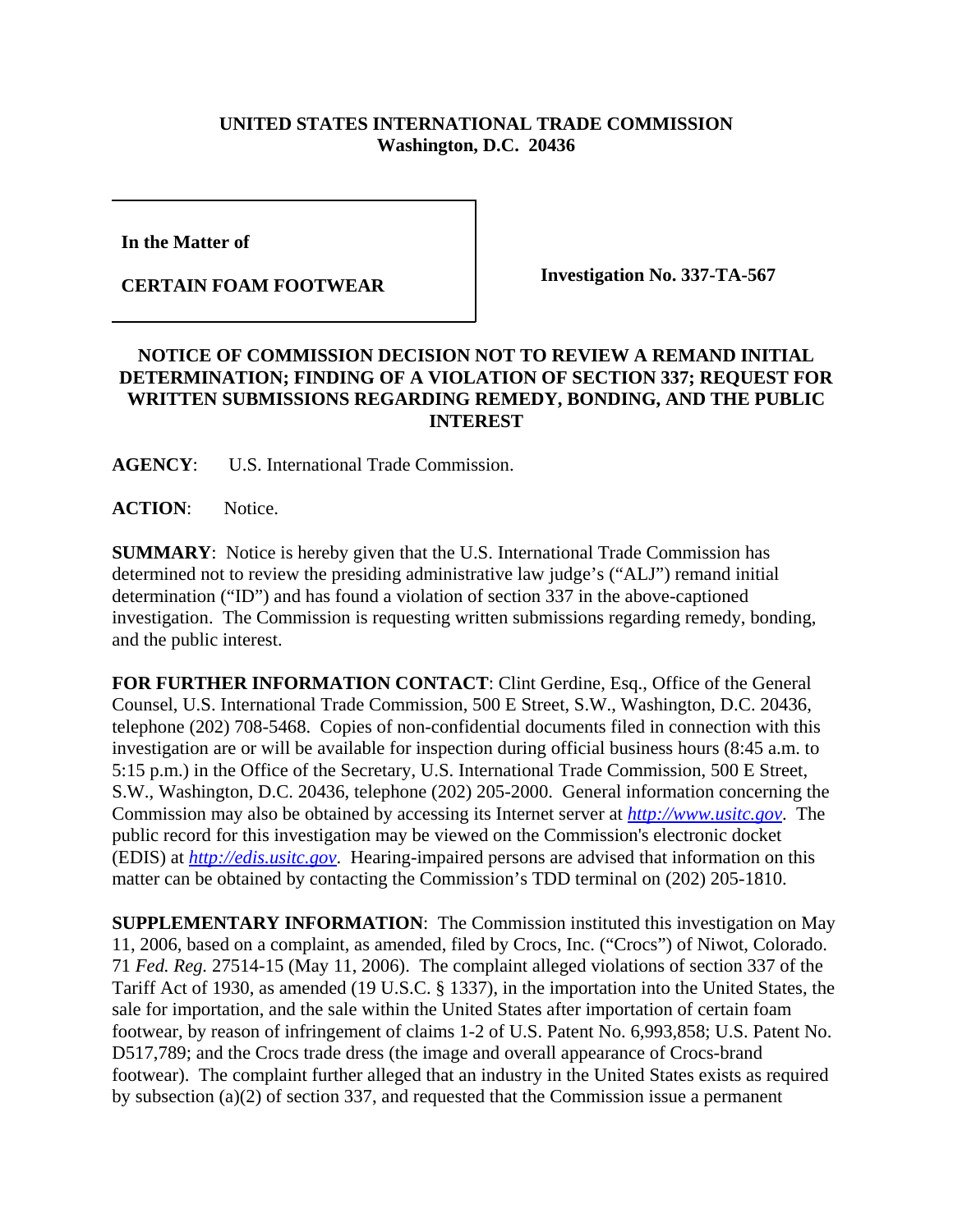**UNITED STATES INTERNATIONAL TRADE COMMISSION**
**Washington, D.C. 20436**

| | |
|---|---|
| **In the Matter of** **CERTAIN FOAM FOOTWEAR** | **Investigation No. 337-TA-567** |

**NOTICE OF COMMISSION DECISION NOT TO REVIEW A REMAND INITIAL DETERMINATION; FINDING OF A VIOLATION OF SECTION 337; REQUEST FOR WRITTEN SUBMISSIONS REGARDING REMEDY, BONDING, AND THE PUBLIC INTEREST**

**AGENCY**: U.S. International Trade Commission.

**ACTION**: Notice.

**SUMMARY**: Notice is hereby given that the U.S. International Trade Commission has determined not to review the presiding administrative law judge's ("ALJ") remand initial determination ("ID") and has found a violation of section 337 in the above-captioned investigation. The Commission is requesting written submissions regarding remedy, bonding, and the public interest.

**FOR FURTHER INFORMATION CONTACT**: Clint Gerdine, Esq., Office of the General Counsel, U.S. International Trade Commission, 500 E Street, S.W., Washington, D.C. 20436, telephone (202) 708-5468. Copies of non-confidential documents filed in connection with this investigation are or will be available for inspection during official business hours (8:45 a.m. to 5:15 p.m.) in the Office of the Secretary, U.S. International Trade Commission, 500 E Street, S.W., Washington, D.C. 20436, telephone (202) 205-2000. General information concerning the Commission may also be obtained by accessing its Internet server at *http://www.usitc.gov*. The public record for this investigation may be viewed on the Commission's electronic docket (EDIS) at *http://edis.usitc.gov*. Hearing-impaired persons are advised that information on this matter can be obtained by contacting the Commission's TDD terminal on (202) 205-1810.

**SUPPLEMENTARY INFORMATION**: The Commission instituted this investigation on May 11, 2006, based on a complaint, as amended, filed by Crocs, Inc. ("Crocs") of Niwot, Colorado. 71 *Fed. Reg.* 27514-15 (May 11, 2006). The complaint alleged violations of section 337 of the Tariff Act of 1930, as amended (19 U.S.C. § 1337), in the importation into the United States, the sale for importation, and the sale within the United States after importation of certain foam footwear, by reason of infringement of claims 1-2 of U.S. Patent No. 6,993,858; U.S. Patent No. D517,789; and the Crocs trade dress (the image and overall appearance of Crocs-brand footwear). The complaint further alleged that an industry in the United States exists as required by subsection (a)(2) of section 337, and requested that the Commission issue a permanent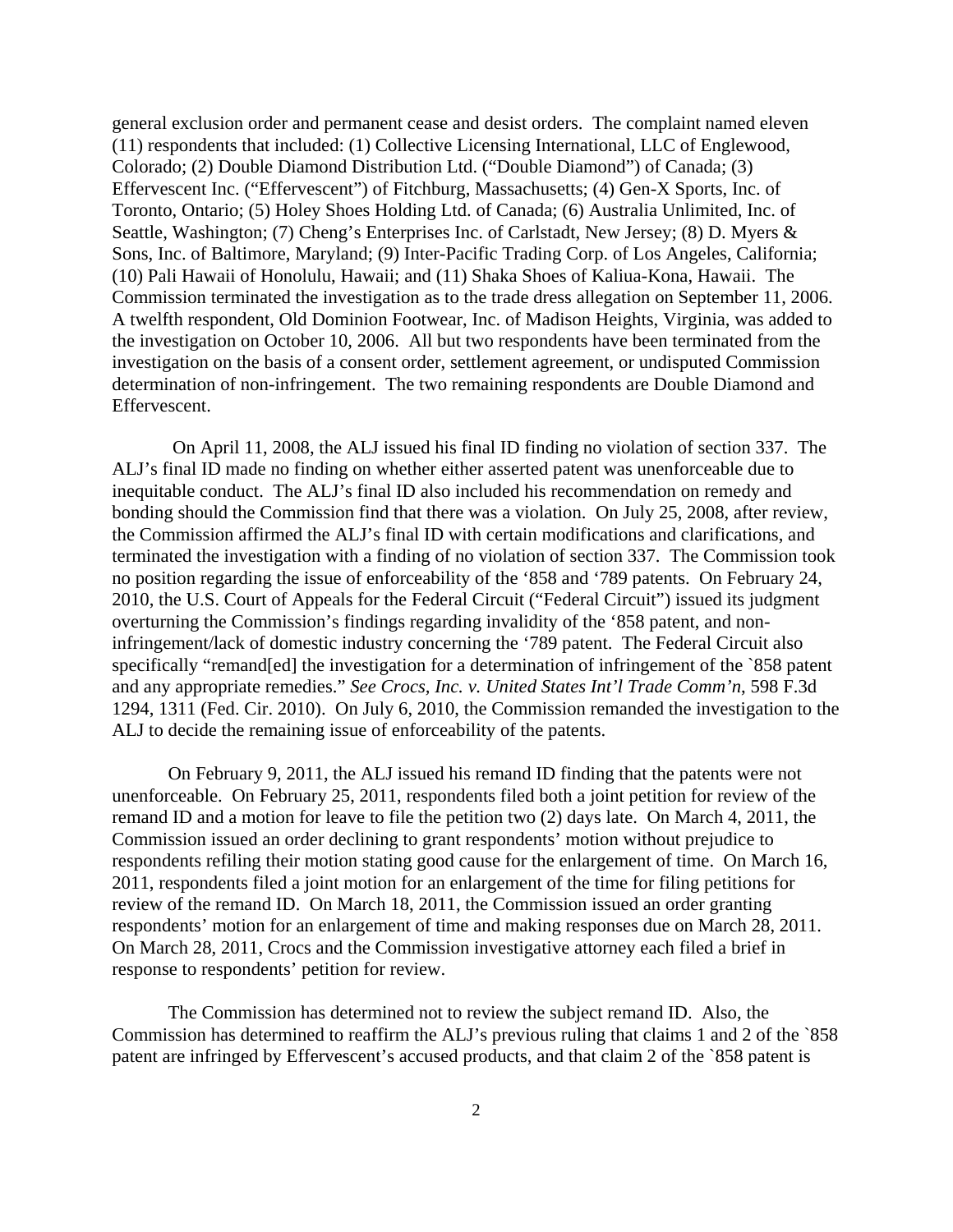general exclusion order and permanent cease and desist orders. The complaint named eleven (11) respondents that included: (1) Collective Licensing International, LLC of Englewood, Colorado; (2) Double Diamond Distribution Ltd. ("Double Diamond") of Canada; (3) Effervescent Inc. ("Effervescent") of Fitchburg, Massachusetts; (4) Gen-X Sports, Inc. of Toronto, Ontario; (5) Holey Shoes Holding Ltd. of Canada; (6) Australia Unlimited, Inc. of Seattle, Washington; (7) Cheng's Enterprises Inc. of Carlstadt, New Jersey; (8) D. Myers & Sons, Inc. of Baltimore, Maryland; (9) Inter-Pacific Trading Corp. of Los Angeles, California; (10) Pali Hawaii of Honolulu, Hawaii; and (11) Shaka Shoes of Kaliua-Kona, Hawaii. The Commission terminated the investigation as to the trade dress allegation on September 11, 2006. A twelfth respondent, Old Dominion Footwear, Inc. of Madison Heights, Virginia, was added to the investigation on October 10, 2006. All but two respondents have been terminated from the investigation on the basis of a consent order, settlement agreement, or undisputed Commission determination of non-infringement. The two remaining respondents are Double Diamond and Effervescent.

On April 11, 2008, the ALJ issued his final ID finding no violation of section 337. The ALJ's final ID made no finding on whether either asserted patent was unenforceable due to inequitable conduct. The ALJ's final ID also included his recommendation on remedy and bonding should the Commission find that there was a violation. On July 25, 2008, after review, the Commission affirmed the ALJ's final ID with certain modifications and clarifications, and terminated the investigation with a finding of no violation of section 337. The Commission took no position regarding the issue of enforceability of the '858 and '789 patents. On February 24, 2010, the U.S. Court of Appeals for the Federal Circuit ("Federal Circuit") issued its judgment overturning the Commission's findings regarding invalidity of the '858 patent, and non-infringement/lack of domestic industry concerning the '789 patent. The Federal Circuit also specifically "remand[ed] the investigation for a determination of infringement of the `858 patent and any appropriate remedies." *See Crocs, Inc. v. United States Int'l Trade Comm'n*, 598 F.3d 1294, 1311 (Fed. Cir. 2010). On July 6, 2010, the Commission remanded the investigation to the ALJ to decide the remaining issue of enforceability of the patents.

On February 9, 2011, the ALJ issued his remand ID finding that the patents were not unenforceable. On February 25, 2011, respondents filed both a joint petition for review of the remand ID and a motion for leave to file the petition two (2) days late. On March 4, 2011, the Commission issued an order declining to grant respondents' motion without prejudice to respondents refiling their motion stating good cause for the enlargement of time. On March 16, 2011, respondents filed a joint motion for an enlargement of the time for filing petitions for review of the remand ID. On March 18, 2011, the Commission issued an order granting respondents' motion for an enlargement of time and making responses due on March 28, 2011. On March 28, 2011, Crocs and the Commission investigative attorney each filed a brief in response to respondents' petition for review.

The Commission has determined not to review the subject remand ID. Also, the Commission has determined to reaffirm the ALJ's previous ruling that claims 1 and 2 of the `858 patent are infringed by Effervescent's accused products, and that claim 2 of the `858 patent is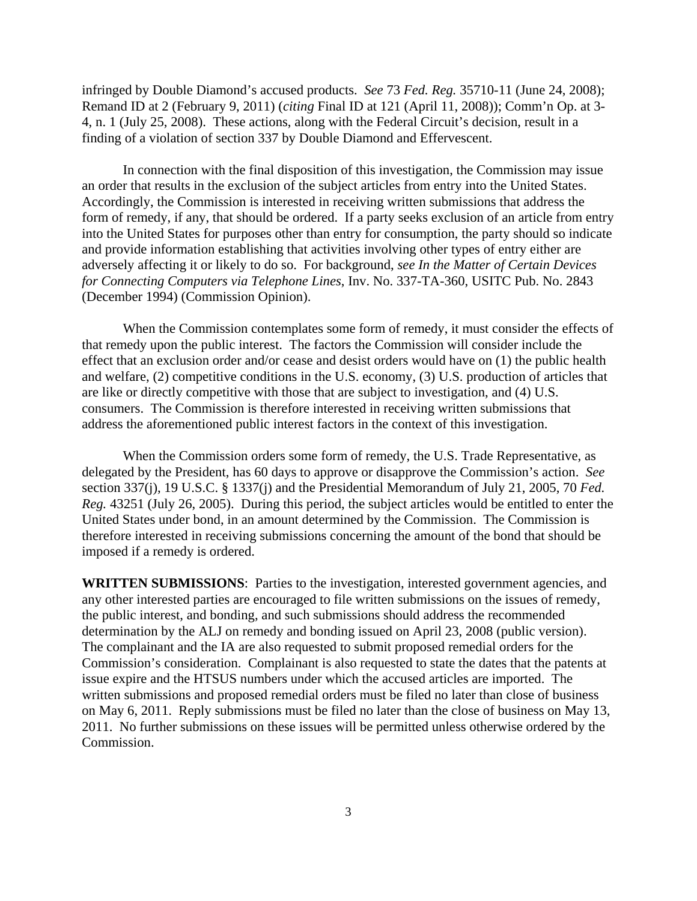infringed by Double Diamond's accused products. *See* 73 *Fed. Reg.* 35710-11 (June 24, 2008); Remand ID at 2 (February 9, 2011) (*citing* Final ID at 121 (April 11, 2008)); Comm'n Op. at 3-4, n. 1 (July 25, 2008). These actions, along with the Federal Circuit's decision, result in a finding of a violation of section 337 by Double Diamond and Effervescent.

In connection with the final disposition of this investigation, the Commission may issue an order that results in the exclusion of the subject articles from entry into the United States. Accordingly, the Commission is interested in receiving written submissions that address the form of remedy, if any, that should be ordered. If a party seeks exclusion of an article from entry into the United States for purposes other than entry for consumption, the party should so indicate and provide information establishing that activities involving other types of entry either are adversely affecting it or likely to do so. For background, *see In the Matter of Certain Devices for Connecting Computers via Telephone Lines*, Inv. No. 337-TA-360, USITC Pub. No. 2843 (December 1994) (Commission Opinion).

When the Commission contemplates some form of remedy, it must consider the effects of that remedy upon the public interest. The factors the Commission will consider include the effect that an exclusion order and/or cease and desist orders would have on (1) the public health and welfare, (2) competitive conditions in the U.S. economy, (3) U.S. production of articles that are like or directly competitive with those that are subject to investigation, and (4) U.S. consumers. The Commission is therefore interested in receiving written submissions that address the aforementioned public interest factors in the context of this investigation.

When the Commission orders some form of remedy, the U.S. Trade Representative, as delegated by the President, has 60 days to approve or disapprove the Commission's action. *See* section 337(j), 19 U.S.C. § 1337(j) and the Presidential Memorandum of July 21, 2005, 70 *Fed. Reg.* 43251 (July 26, 2005). During this period, the subject articles would be entitled to enter the United States under bond, in an amount determined by the Commission. The Commission is therefore interested in receiving submissions concerning the amount of the bond that should be imposed if a remedy is ordered.

**WRITTEN SUBMISSIONS**: Parties to the investigation, interested government agencies, and any other interested parties are encouraged to file written submissions on the issues of remedy, the public interest, and bonding, and such submissions should address the recommended determination by the ALJ on remedy and bonding issued on April 23, 2008 (public version). The complainant and the IA are also requested to submit proposed remedial orders for the Commission's consideration. Complainant is also requested to state the dates that the patents at issue expire and the HTSUS numbers under which the accused articles are imported. The written submissions and proposed remedial orders must be filed no later than close of business on May 6, 2011. Reply submissions must be filed no later than the close of business on May 13, 2011. No further submissions on these issues will be permitted unless otherwise ordered by the Commission.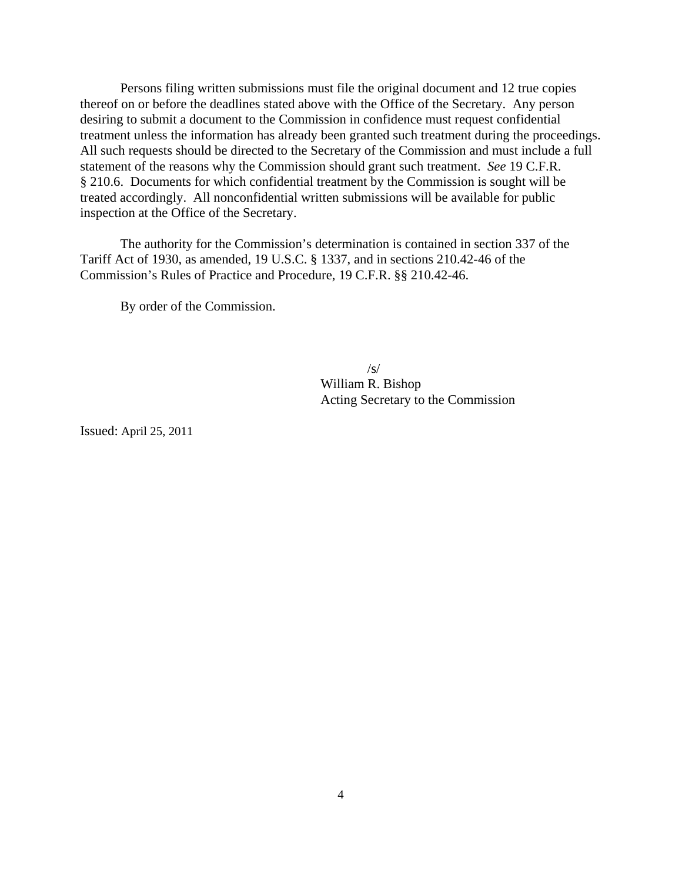Persons filing written submissions must file the original document and 12 true copies thereof on or before the deadlines stated above with the Office of the Secretary. Any person desiring to submit a document to the Commission in confidence must request confidential treatment unless the information has already been granted such treatment during the proceedings. All such requests should be directed to the Secretary of the Commission and must include a full statement of the reasons why the Commission should grant such treatment. *See* 19 C.F.R. § 210.6. Documents for which confidential treatment by the Commission is sought will be treated accordingly. All nonconfidential written submissions will be available for public inspection at the Office of the Secretary.

The authority for the Commission's determination is contained in section 337 of the Tariff Act of 1930, as amended, 19 U.S.C. § 1337, and in sections 210.42-46 of the Commission's Rules of Practice and Procedure, 19 C.F.R. §§ 210.42-46.

By order of the Commission.

/s/
William R. Bishop
Acting Secretary to the Commission

Issued: April 25, 2011